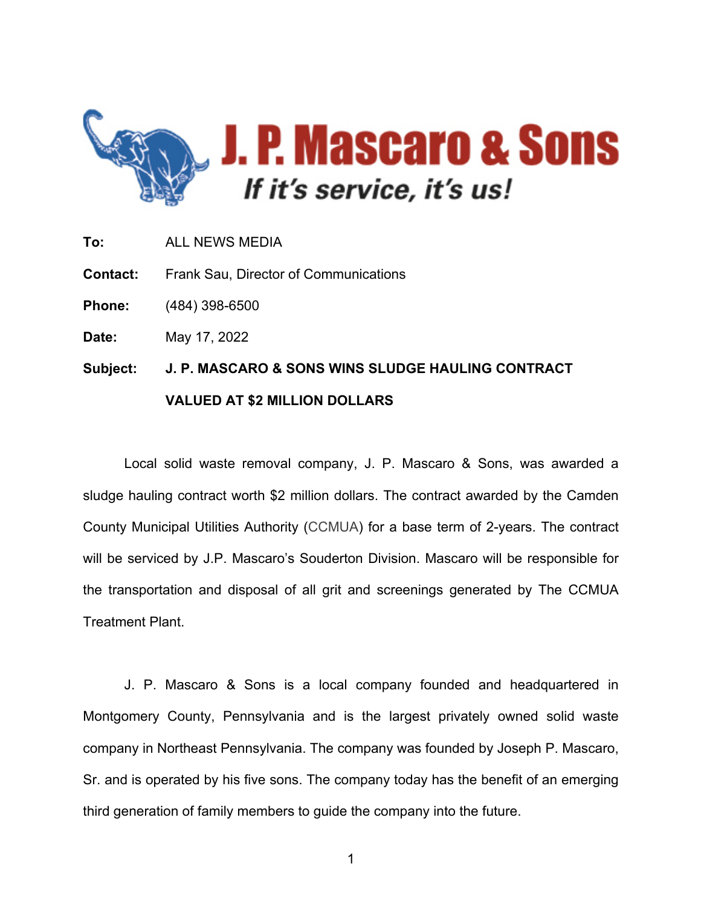# J. P. Mascaro & Sons

*If it's service, it's us!*

**To:** ALL NEWS MEDIA

**Contact:** Frank Sau, Director of Communications

**Phone:** (484) 398-6500

**Date:** May 17, 2022

**Subject:** **J. P. MASCARO & SONS WINS SLUDGE HAULING CONTRACT VALUED AT $2 MILLION DOLLARS**

Local solid waste removal company, J. P. Mascaro & Sons, was awarded a sludge hauling contract worth $2 million dollars. The contract awarded by the Camden County Municipal Utilities Authority (CCMUA) for a base term of 2-years. The contract will be serviced by J.P. Mascaro's Souderton Division. Mascaro will be responsible for the transportation and disposal of all grit and screenings generated by The CCMUA Treatment Plant.

J. P. Mascaro & Sons is a local company founded and headquartered in Montgomery County, Pennsylvania and is the largest privately owned solid waste company in Northeast Pennsylvania. The company was founded by Joseph P. Mascaro, Sr. and is operated by his five sons. The company today has the benefit of an emerging third generation of family members to guide the company into the future.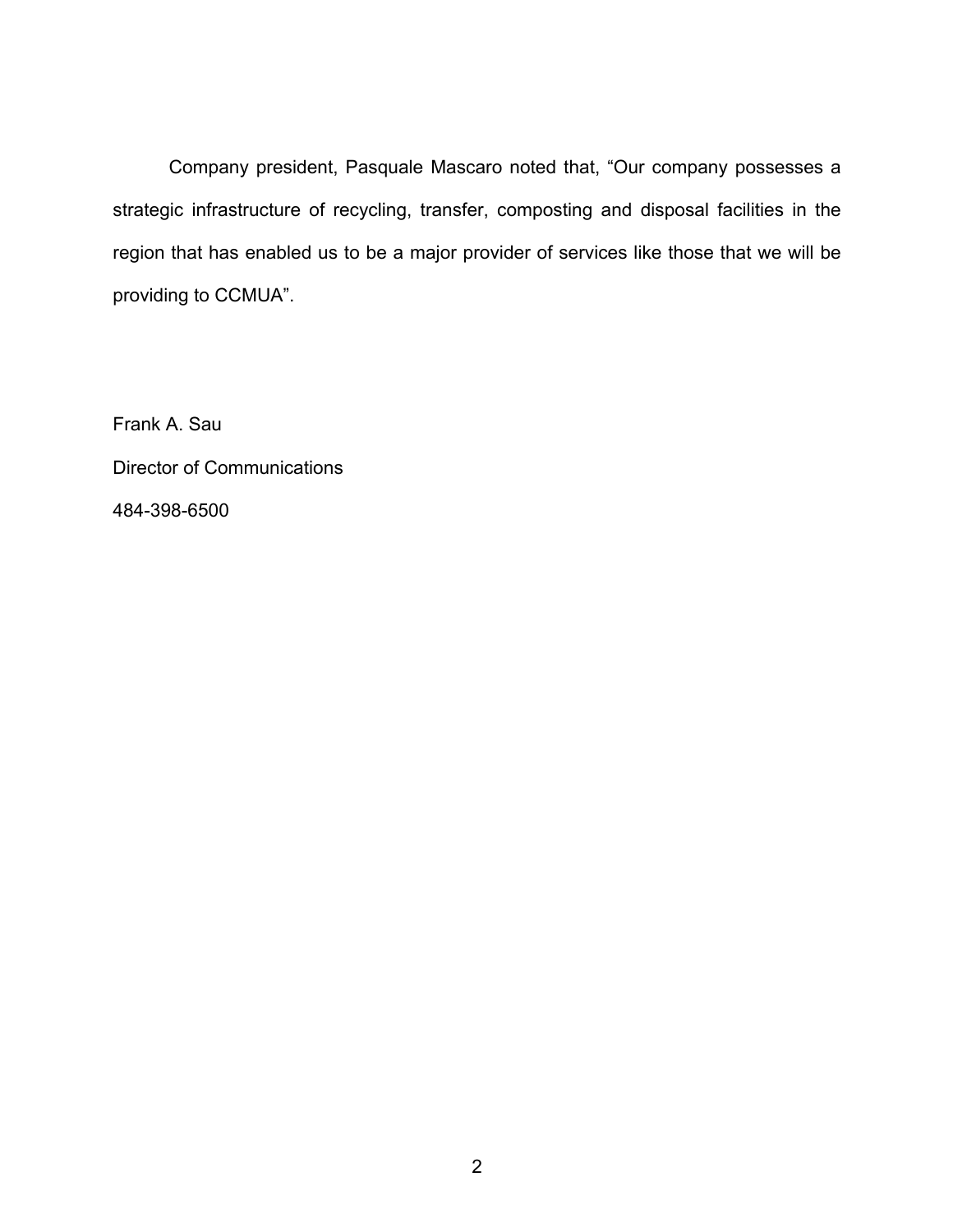Company president, Pasquale Mascaro noted that, “Our company possesses a strategic infrastructure of recycling, transfer, composting and disposal facilities in the region that has enabled us to be a major provider of services like those that we will be providing to CCMUA”.

Frank A. Sau

Director of Communications

484-398-6500